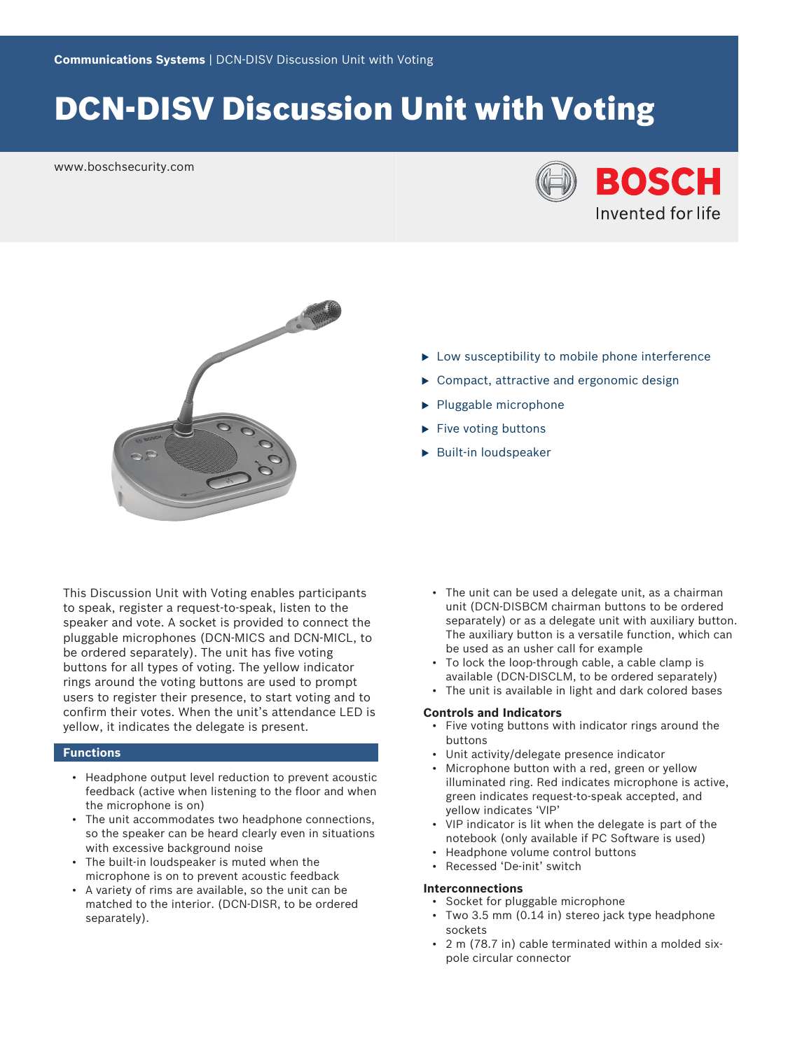Communications Systems | DCN-DISV Discussion Unit with Voting

# DCN-DISV Discussion Unit with Voting

www.boschsecurity.com

BOSCH
Invented for life

- Low susceptibility to mobile phone interference
- Compact, attractive and ergonomic design
- Pluggable microphone
- Five voting buttons
- Built-in loudspeaker

This Discussion Unit with Voting enables participants to speak, register a request-to-speak, listen to the speaker and vote. A socket is provided to connect the pluggable microphones (DCN-MICS and DCN-MICL, to be ordered separately). The unit has five voting buttons for all types of voting. The yellow indicator rings around the voting buttons are used to prompt users to register their presence, to start voting and to confirm their votes. When the unit's attendance LED is yellow, it indicates the delegate is present.

## Functions

- Headphone output level reduction to prevent acoustic feedback (active when listening to the floor and when the microphone is on)
- The unit accommodates two headphone connections, so the speaker can be heard clearly even in situations with excessive background noise
- The built-in loudspeaker is muted when the microphone is on to prevent acoustic feedback
- A variety of rims are available, so the unit can be matched to the interior. (DCN-DISR, to be ordered separately).
- The unit can be used a delegate unit, as a chairman unit (DCN-DISBCM chairman buttons to be ordered separately) or as a delegate unit with auxiliary button. The auxiliary button is a versatile function, which can be used as an usher call for example
- To lock the loop-through cable, a cable clamp is available (DCN-DISCLM, to be ordered separately)
- The unit is available in light and dark colored bases

### Controls and Indicators

- Five voting buttons with indicator rings around the buttons
- Unit activity/delegate presence indicator
- Microphone button with a red, green or yellow illuminated ring. Red indicates microphone is active, green indicates request-to-speak accepted, and yellow indicates 'VIP'
- VIP indicator is lit when the delegate is part of the notebook (only available if PC Software is used)
- Headphone volume control buttons
- Recessed 'De-init' switch

### Interconnections

- Socket for pluggable microphone
- Two 3.5 mm (0.14 in) stereo jack type headphone sockets
- 2 m (78.7 in) cable terminated within a molded six-pole circular connector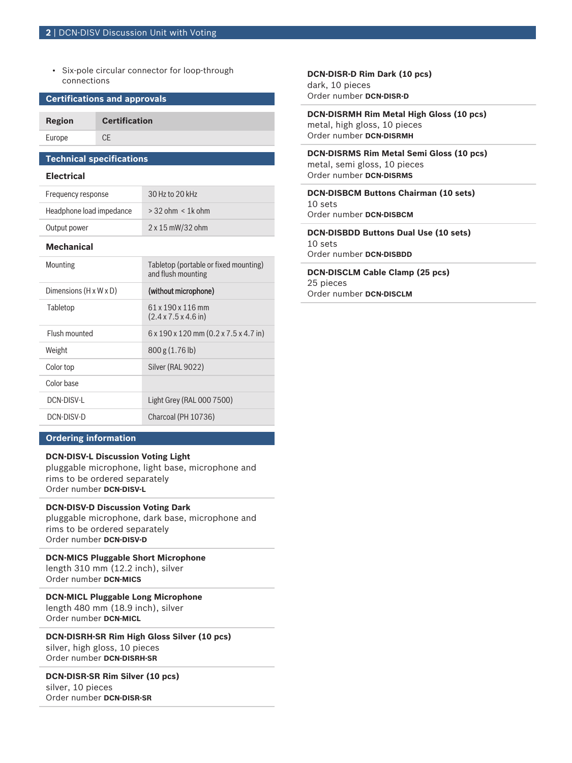- Six-pole circular connector for loop-through connections

## Certifications and approvals

| Region | Certification |
| --- | --- |
| Europe | CE |

## Technical specifications

### Electrical

| | |
| --- | --- |
| Frequency response | 30 Hz to 20 kHz |
| Headphone load impedance | > 32 ohm < 1k ohm |
| Output power | 2 x 15 mW/32 ohm |

### Mechanical

| | |
| --- | --- |
| Mounting | Tabletop (portable or fixed mounting) and flush mounting |
| Dimensions (H x W x D) | **(without microphone)** |
| Tabletop | 61 x 190 x 116 mm (2.4 x 7.5 x 4.6 in) |
| Flush mounted | 6 x 190 x 120 mm (0.2 x 7.5 x 4.7 in) |
| Weight | 800 g (1.76 lb) |
| Color top | Silver (RAL 9022) |
| Color base | |
| DCN-DISV-L | Light Grey (RAL 000 7500) |
| DCN-DISV-D | Charcoal (PH 10736) |

## Ordering information

**DCN-DISV-L Discussion Voting Light**
pluggable microphone, light base, microphone and rims to be ordered separately
Order number **DCN-DISV-L**

**DCN-DISV-D Discussion Voting Dark**
pluggable microphone, dark base, microphone and rims to be ordered separately
Order number **DCN-DISV-D**

**DCN-MICS Pluggable Short Microphone**
length 310 mm (12.2 inch), silver
Order number **DCN-MICS**

**DCN-MICL Pluggable Long Microphone**
length 480 mm (18.9 inch), silver
Order number **DCN-MICL**

**DCN-DISRH-SR Rim High Gloss Silver (10 pcs)**
silver, high gloss, 10 pieces
Order number **DCN-DISRH-SR**

**DCN-DISR-SR Rim Silver (10 pcs)**
silver, 10 pieces
Order number **DCN-DISR-SR**

**DCN-DISR-D Rim Dark (10 pcs)**
dark, 10 pieces
Order number **DCN-DISR-D**

**DCN-DISRMH Rim Metal High Gloss (10 pcs)**
metal, high gloss, 10 pieces
Order number **DCN-DISRMH**

**DCN-DISRMS Rim Metal Semi Gloss (10 pcs)**
metal, semi gloss, 10 pieces
Order number **DCN-DISRMS**

**DCN-DISBCM Buttons Chairman (10 sets)**
10 sets
Order number **DCN-DISBCM**

**DCN-DISBDD Buttons Dual Use (10 sets)**
10 sets
Order number **DCN-DISBDD**

**DCN-DISCLM Cable Clamp (25 pcs)**
25 pieces
Order number **DCN-DISCLM**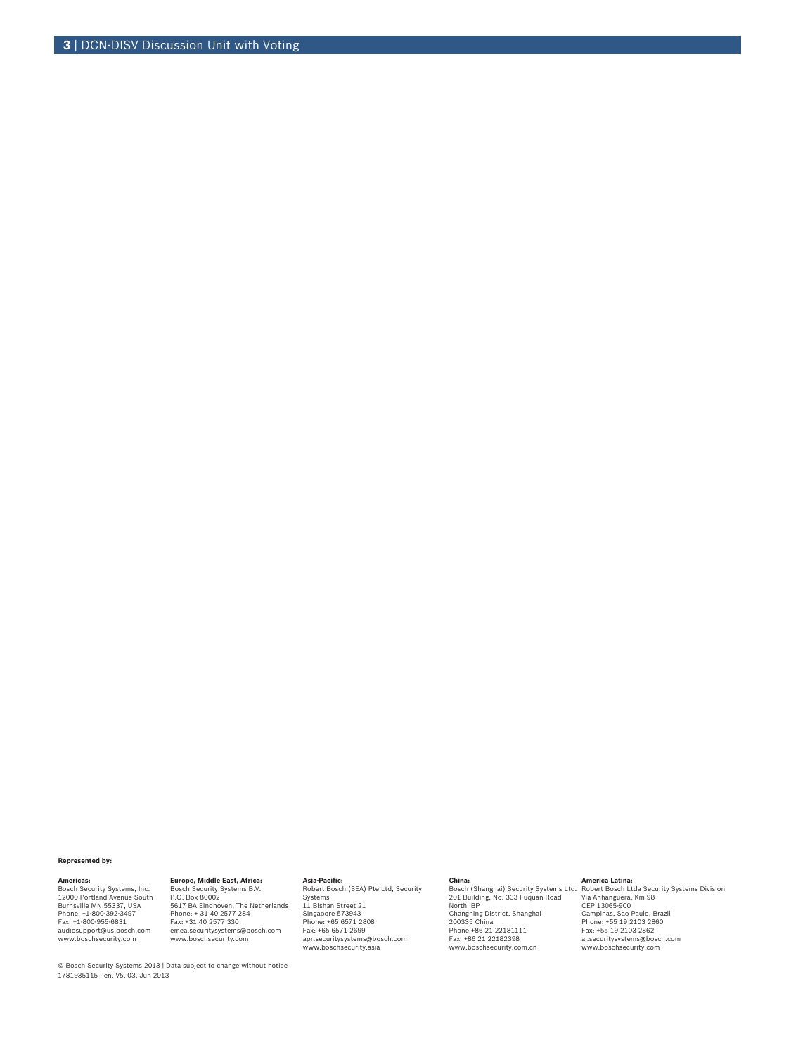**Represented by:**

**Americas:**
Bosch Security Systems, Inc.
12000 Portland Avenue South
Burnsville MN 55337, USA
Phone: +1-800-392-3497
Fax: +1-800-955-6831
audiosupport@us.bosch.com
www.boschsecurity.com

**Europe, Middle East, Africa:**
Bosch Security Systems B.V.
P.O. Box 80002
5617 BA Eindhoven, The Netherlands
Phone: + 31 40 2577 284
Fax: +31 40 2577 330
emea.securitysystems@bosch.com
www.boschsecurity.com

**Asia-Pacific:**
Robert Bosch (SEA) Pte Ltd, Security Systems
11 Bishan Street 21
Singapore 573943
Phone: +65 6571 2808
Fax: +65 6571 2699
apr.securitysystems@bosch.com
www.boschsecurity.asia

**China:**
Bosch (Shanghai) Security Systems Ltd.
201 Building, No. 333 Fuquan Road
North IBP
Changning District, Shanghai
200335 China
Phone +86 21 22181111
Fax: +86 21 22182398
www.boschsecurity.com.cn

**America Latina:**
Robert Bosch Ltda Security Systems Division
Via Anhanguera, Km 98
CEP 13065-900
Campinas, Sao Paulo, Brazil
Phone: +55 19 2103 2860
Fax: +55 19 2103 2862
al.securitysystems@bosch.com
www.boschsecurity.com

© Bosch Security Systems 2013 | Data subject to change without notice
1781935115 | en, V5, 03. Jun 2013